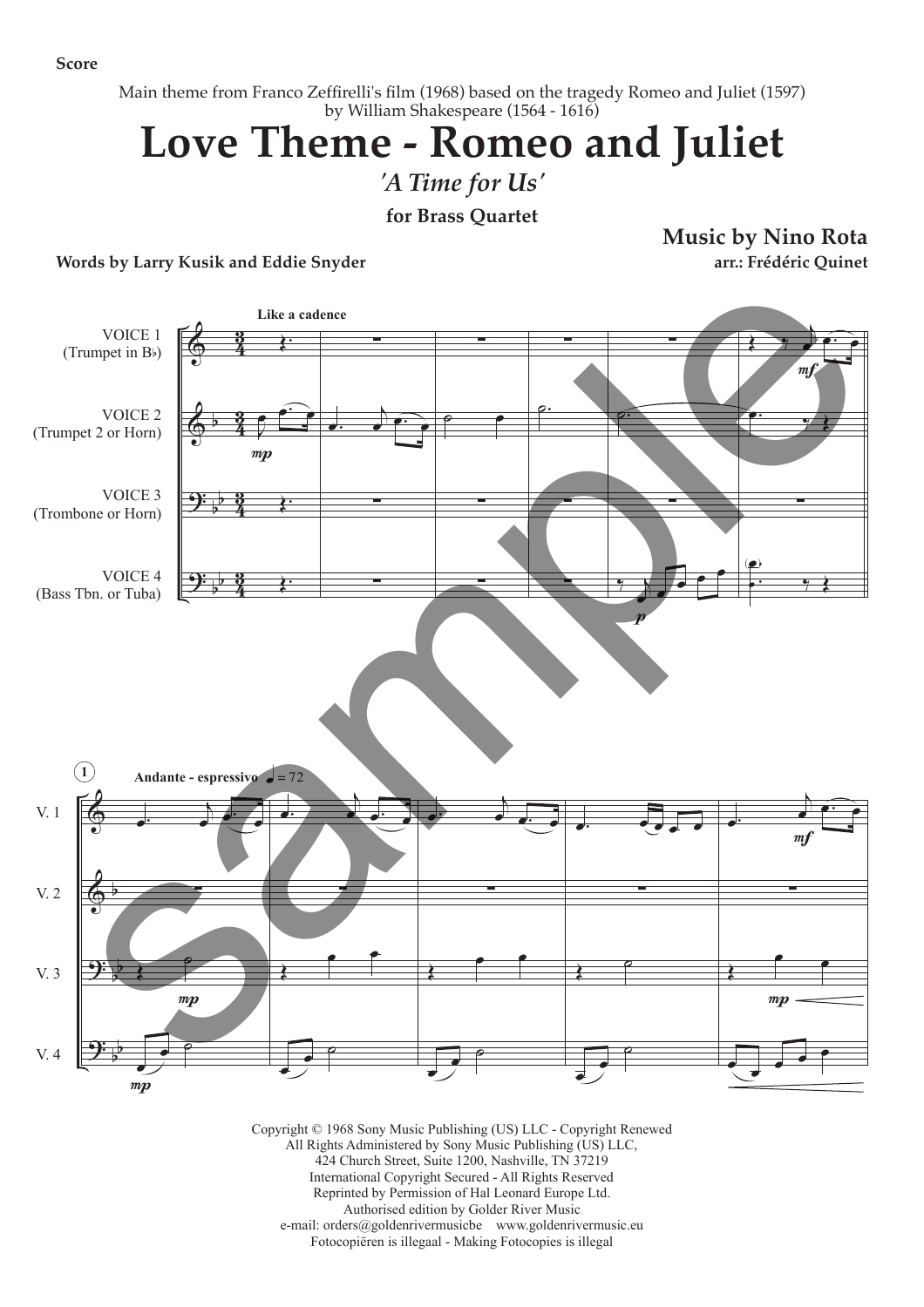Score

Main theme from Franco Zeffirelli's film (1968) based on the tragedy Romeo and Juliet (1597) by William Shakespeare (1564 - 1616)

# Love Theme - Romeo and Juliet

*'A Time for Us'*

**for Brass Quartet**

**Music by Nino Rota**

**Words by Larry Kusik and Eddie Snyder**

**arr.: Frédéric Quinet**

Copyright © 1968 Sony Music Publishing (US) LLC - Copyright Renewed
All Rights Administered by Sony Music Publishing (US) LLC,
424 Church Street, Suite 1200, Nashville, TN 37219
International Copyright Secured - All Rights Reserved
Reprinted by Permission of Hal Leonard Europe Ltd.
Authorised edition by Golder River Music
e-mail: orders@goldenrivermusicbe www.goldenrivermusic.eu
Fotocopiëren is illegaal - Making Fotocopies is illegal